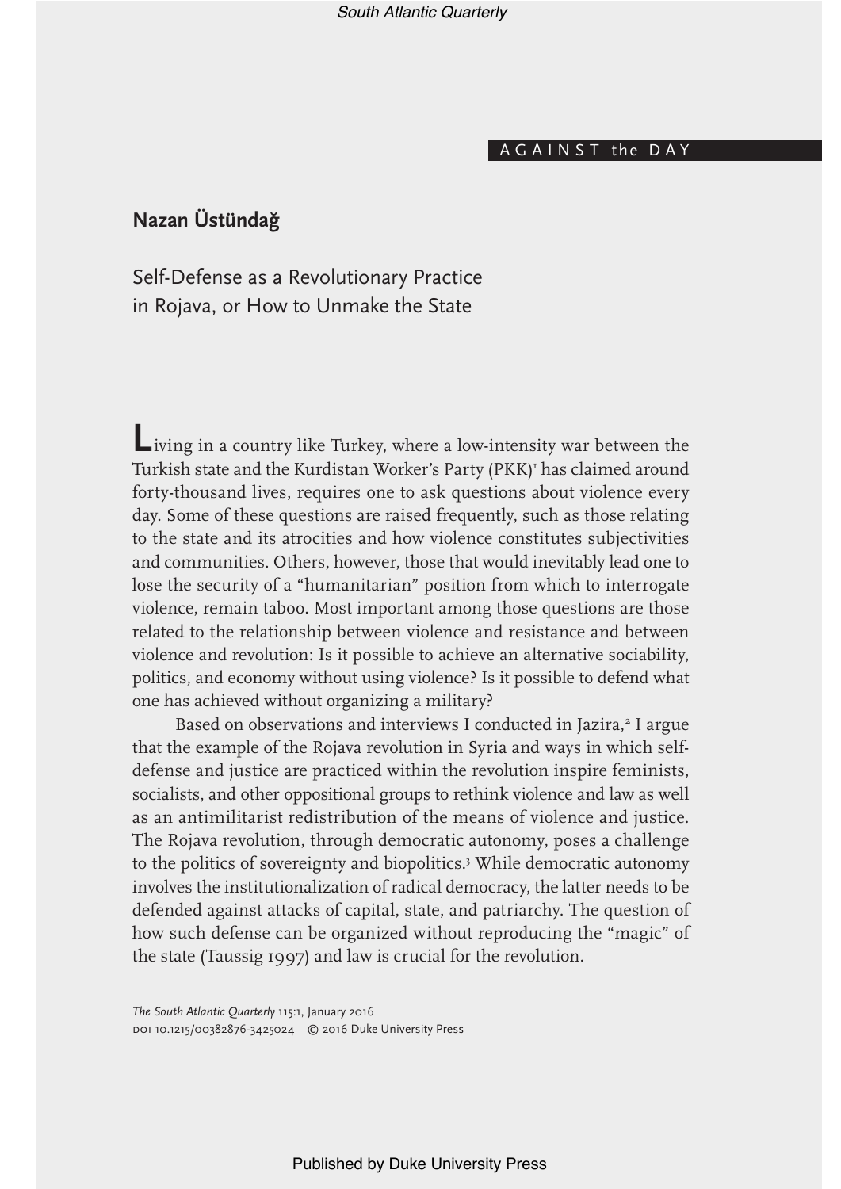AGAINST the DAY

**Nazan Üstündağ**

# Self-Defense as a Revolutionary Practice in Rojava, or How to Unmake the State

Living in a country like Turkey, where a low-intensity war between the Turkish state and the Kurdistan Worker's Party (PKK)[1] has claimed around forty-thousand lives, requires one to ask questions about violence every day. Some of these questions are raised frequently, such as those relating to the state and its atrocities and how violence constitutes subjectivities and communities. Others, however, those that would inevitably lead one to lose the security of a "humanitarian" position from which to interrogate violence, remain taboo. Most important among those questions are those related to the relationship between violence and resistance and between violence and revolution: Is it possible to achieve an alternative sociability, politics, and economy without using violence? Is it possible to defend what one has achieved without organizing a military?

Based on observations and interviews I conducted in Jazira,[2] I argue that the example of the Rojava revolution in Syria and ways in which self-defense and justice are practiced within the revolution inspire feminists, socialists, and other oppositional groups to rethink violence and law as well as an antimilitarist redistribution of the means of violence and justice. The Rojava revolution, through democratic autonomy, poses a challenge to the politics of sovereignty and biopolitics.[3] While democratic autonomy involves the institutionalization of radical democracy, the latter needs to be defended against attacks of capital, state, and patriarchy. The question of how such defense can be organized without reproducing the "magic" of the state (Taussig 1997) and law is crucial for the revolution.

*The South Atlantic Quarterly* 115:1, January 2016
DOI 10.1215/00382876-3425024 © 2016 Duke University Press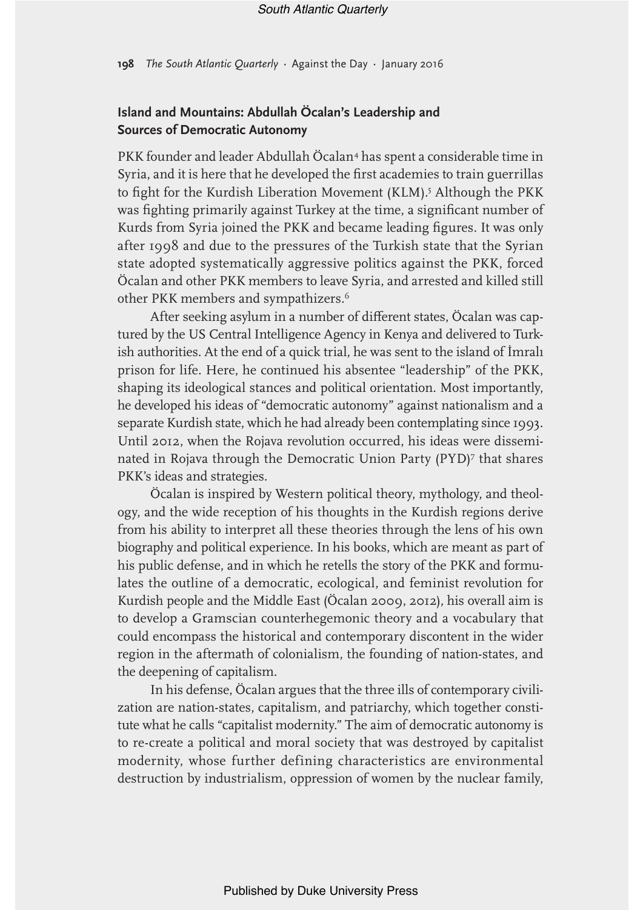## Island and Mountains: Abdullah Öcalan's Leadership and Sources of Democratic Autonomy

PKK founder and leader Abdullah Öcalan[4] has spent a considerable time in Syria, and it is here that he developed the first academies to train guerrillas to fight for the Kurdish Liberation Movement (KLM).[5] Although the PKK was fighting primarily against Turkey at the time, a significant number of Kurds from Syria joined the PKK and became leading figures. It was only after 1998 and due to the pressures of the Turkish state that the Syrian state adopted systematically aggressive politics against the PKK, forced Öcalan and other PKK members to leave Syria, and arrested and killed still other PKK members and sympathizers.[6]

After seeking asylum in a number of different states, Öcalan was captured by the US Central Intelligence Agency in Kenya and delivered to Turkish authorities. At the end of a quick trial, he was sent to the island of İmralı prison for life. Here, he continued his absentee "leadership" of the PKK, shaping its ideological stances and political orientation. Most importantly, he developed his ideas of "democratic autonomy" against nationalism and a separate Kurdish state, which he had already been contemplating since 1993. Until 2012, when the Rojava revolution occurred, his ideas were disseminated in Rojava through the Democratic Union Party (PYD)[7] that shares PKK's ideas and strategies.

Öcalan is inspired by Western political theory, mythology, and theology, and the wide reception of his thoughts in the Kurdish regions derive from his ability to interpret all these theories through the lens of his own biography and political experience. In his books, which are meant as part of his public defense, and in which he retells the story of the PKK and formulates the outline of a democratic, ecological, and feminist revolution for Kurdish people and the Middle East (Öcalan 2009, 2012), his overall aim is to develop a Gramscian counterhegemonic theory and a vocabulary that could encompass the historical and contemporary discontent in the wider region in the aftermath of colonialism, the founding of nation-states, and the deepening of capitalism.

In his defense, Öcalan argues that the three ills of contemporary civilization are nation-states, capitalism, and patriarchy, which together constitute what he calls "capitalist modernity." The aim of democratic autonomy is to re-create a political and moral society that was destroyed by capitalist modernity, whose further defining characteristics are environmental destruction by industrialism, oppression of women by the nuclear family,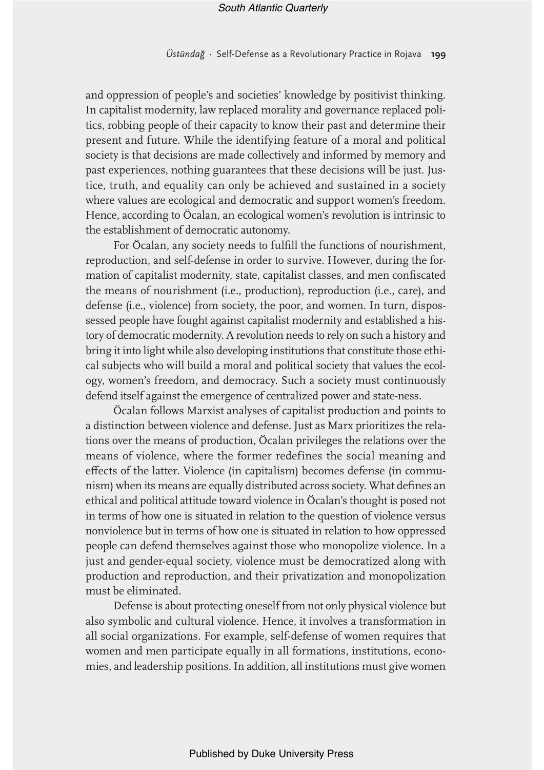and oppression of people's and societies' knowledge by positivist thinking. In capitalist modernity, law replaced morality and governance replaced politics, robbing people of their capacity to know their past and determine their present and future. While the identifying feature of a moral and political society is that decisions are made collectively and informed by memory and past experiences, nothing guarantees that these decisions will be just. Justice, truth, and equality can only be achieved and sustained in a society where values are ecological and democratic and support women's freedom. Hence, according to Öcalan, an ecological women's revolution is intrinsic to the establishment of democratic autonomy.

For Öcalan, any society needs to fulfill the functions of nourishment, reproduction, and self-defense in order to survive. However, during the formation of capitalist modernity, state, capitalist classes, and men confiscated the means of nourishment (i.e., production), reproduction (i.e., care), and defense (i.e., violence) from society, the poor, and women. In turn, dispossessed people have fought against capitalist modernity and established a history of democratic modernity. A revolution needs to rely on such a history and bring it into light while also developing institutions that constitute those ethical subjects who will build a moral and political society that values the ecology, women's freedom, and democracy. Such a society must continuously defend itself against the emergence of centralized power and state-ness.

Öcalan follows Marxist analyses of capitalist production and points to a distinction between violence and defense. Just as Marx prioritizes the relations over the means of production, Öcalan privileges the relations over the means of violence, where the former redefines the social meaning and effects of the latter. Violence (in capitalism) becomes defense (in communism) when its means are equally distributed across society. What defines an ethical and political attitude toward violence in Öcalan's thought is posed not in terms of how one is situated in relation to the question of violence versus nonviolence but in terms of how one is situated in relation to how oppressed people can defend themselves against those who monopolize violence. In a just and gender-equal society, violence must be democratized along with production and reproduction, and their privatization and monopolization must be eliminated.

Defense is about protecting oneself from not only physical violence but also symbolic and cultural violence. Hence, it involves a transformation in all social organizations. For example, self-defense of women requires that women and men participate equally in all formations, institutions, economies, and leadership positions. In addition, all institutions must give women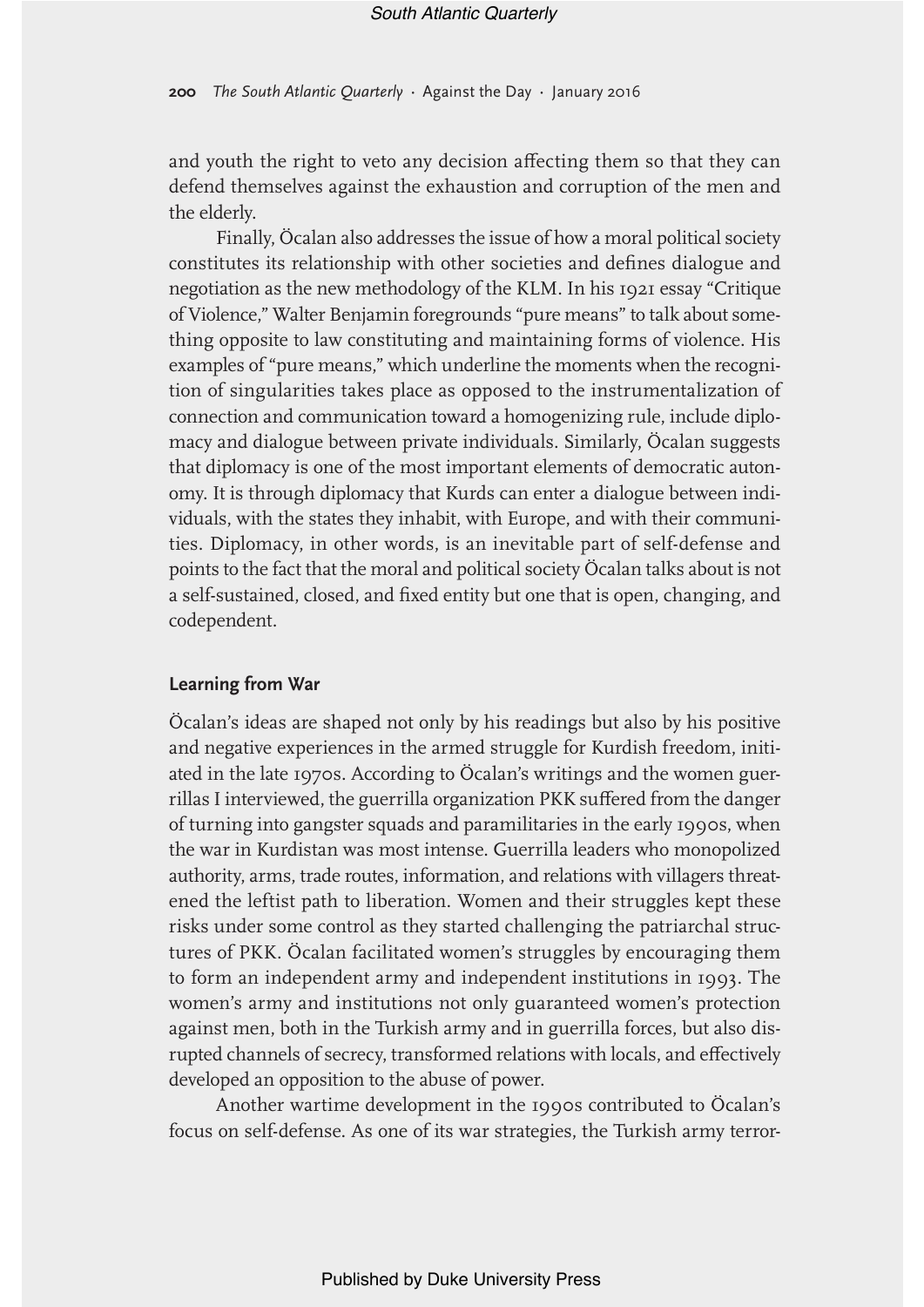and youth the right to veto any decision affecting them so that they can defend themselves against the exhaustion and corruption of the men and the elderly.

Finally, Öcalan also addresses the issue of how a moral political society constitutes its relationship with other societies and defines dialogue and negotiation as the new methodology of the KLM. In his 1921 essay "Critique of Violence," Walter Benjamin foregrounds "pure means" to talk about something opposite to law constituting and maintaining forms of violence. His examples of "pure means," which underline the moments when the recognition of singularities takes place as opposed to the instrumentalization of connection and communication toward a homogenizing rule, include diplomacy and dialogue between private individuals. Similarly, Öcalan suggests that diplomacy is one of the most important elements of democratic autonomy. It is through diplomacy that Kurds can enter a dialogue between individuals, with the states they inhabit, with Europe, and with their communities. Diplomacy, in other words, is an inevitable part of self-defense and points to the fact that the moral and political society Öcalan talks about is not a self-sustained, closed, and fixed entity but one that is open, changing, and codependent.

## Learning from War

Öcalan's ideas are shaped not only by his readings but also by his positive and negative experiences in the armed struggle for Kurdish freedom, initiated in the late 1970s. According to Öcalan's writings and the women guerrillas I interviewed, the guerrilla organization PKK suffered from the danger of turning into gangster squads and paramilitaries in the early 1990s, when the war in Kurdistan was most intense. Guerrilla leaders who monopolized authority, arms, trade routes, information, and relations with villagers threatened the leftist path to liberation. Women and their struggles kept these risks under some control as they started challenging the patriarchal structures of PKK. Öcalan facilitated women's struggles by encouraging them to form an independent army and independent institutions in 1993. The women's army and institutions not only guaranteed women's protection against men, both in the Turkish army and in guerrilla forces, but also disrupted channels of secrecy, transformed relations with locals, and effectively developed an opposition to the abuse of power.

Another wartime development in the 1990s contributed to Öcalan's focus on self-defense. As one of its war strategies, the Turkish army terror-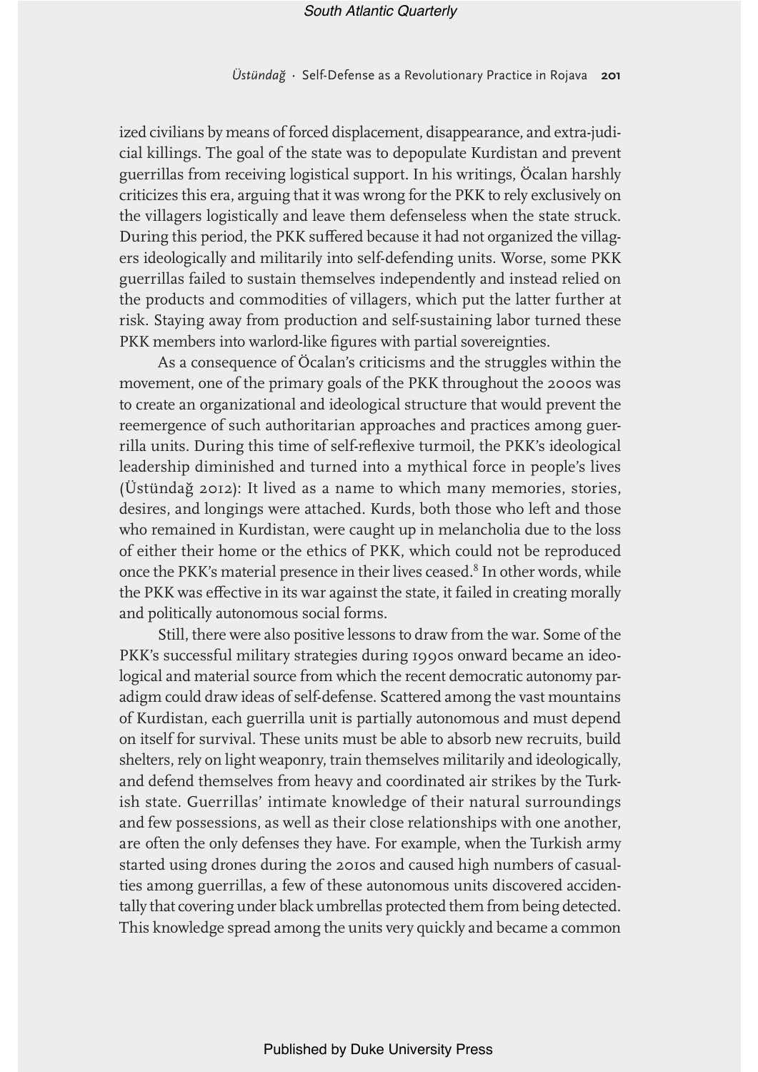ized civilians by means of forced displacement, disappearance, and extra-judicial killings. The goal of the state was to depopulate Kurdistan and prevent guerrillas from receiving logistical support. In his writings, Öcalan harshly criticizes this era, arguing that it was wrong for the PKK to rely exclusively on the villagers logistically and leave them defenseless when the state struck. During this period, the PKK suffered because it had not organized the villagers ideologically and militarily into self-defending units. Worse, some PKK guerrillas failed to sustain themselves independently and instead relied on the products and commodities of villagers, which put the latter further at risk. Staying away from production and self-sustaining labor turned these PKK members into warlord-like figures with partial sovereignties.

As a consequence of Öcalan's criticisms and the struggles within the movement, one of the primary goals of the PKK throughout the 2000s was to create an organizational and ideological structure that would prevent the reemergence of such authoritarian approaches and practices among guerrilla units. During this time of self-reflexive turmoil, the PKK's ideological leadership diminished and turned into a mythical force in people's lives (Üstündağ 2012): It lived as a name to which many memories, stories, desires, and longings were attached. Kurds, both those who left and those who remained in Kurdistan, were caught up in melancholia due to the loss of either their home or the ethics of PKK, which could not be reproduced once the PKK's material presence in their lives ceased.[8] In other words, while the PKK was effective in its war against the state, it failed in creating morally and politically autonomous social forms.

Still, there were also positive lessons to draw from the war. Some of the PKK's successful military strategies during 1990s onward became an ideological and material source from which the recent democratic autonomy paradigm could draw ideas of self-defense. Scattered among the vast mountains of Kurdistan, each guerrilla unit is partially autonomous and must depend on itself for survival. These units must be able to absorb new recruits, build shelters, rely on light weaponry, train themselves militarily and ideologically, and defend themselves from heavy and coordinated air strikes by the Turkish state. Guerrillas' intimate knowledge of their natural surroundings and few possessions, as well as their close relationships with one another, are often the only defenses they have. For example, when the Turkish army started using drones during the 2010s and caused high numbers of casualties among guerrillas, a few of these autonomous units discovered accidentally that covering under black umbrellas protected them from being detected. This knowledge spread among the units very quickly and became a common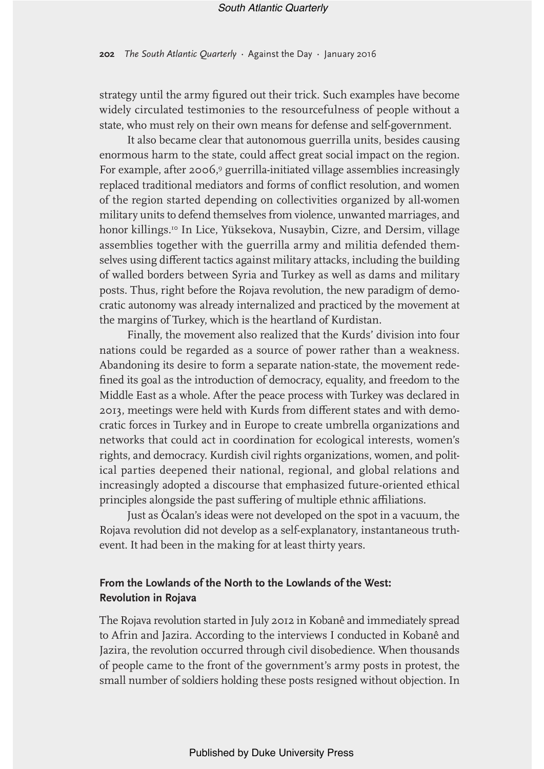strategy until the army figured out their trick. Such examples have become widely circulated testimonies to the resourcefulness of people without a state, who must rely on their own means for defense and self-government.

It also became clear that autonomous guerrilla units, besides causing enormous harm to the state, could affect great social impact on the region. For example, after 2006,[9] guerrilla-initiated village assemblies increasingly replaced traditional mediators and forms of conflict resolution, and women of the region started depending on collectivities organized by all-women military units to defend themselves from violence, unwanted marriages, and honor killings.[10] In Lice, Yüksekova, Nusaybin, Cizre, and Dersim, village assemblies together with the guerrilla army and militia defended themselves using different tactics against military attacks, including the building of walled borders between Syria and Turkey as well as dams and military posts. Thus, right before the Rojava revolution, the new paradigm of democratic autonomy was already internalized and practiced by the movement at the margins of Turkey, which is the heartland of Kurdistan.

Finally, the movement also realized that the Kurds' division into four nations could be regarded as a source of power rather than a weakness. Abandoning its desire to form a separate nation-state, the movement redefined its goal as the introduction of democracy, equality, and freedom to the Middle East as a whole. After the peace process with Turkey was declared in 2013, meetings were held with Kurds from different states and with democratic forces in Turkey and in Europe to create umbrella organizations and networks that could act in coordination for ecological interests, women's rights, and democracy. Kurdish civil rights organizations, women, and political parties deepened their national, regional, and global relations and increasingly adopted a discourse that emphasized future-oriented ethical principles alongside the past suffering of multiple ethnic affiliations.

Just as Öcalan's ideas were not developed on the spot in a vacuum, the Rojava revolution did not develop as a self-explanatory, instantaneous truth-event. It had been in the making for at least thirty years.

## From the Lowlands of the North to the Lowlands of the West: Revolution in Rojava

The Rojava revolution started in July 2012 in Kobanê and immediately spread to Afrin and Jazira. According to the interviews I conducted in Kobanê and Jazira, the revolution occurred through civil disobedience. When thousands of people came to the front of the government's army posts in protest, the small number of soldiers holding these posts resigned without objection. In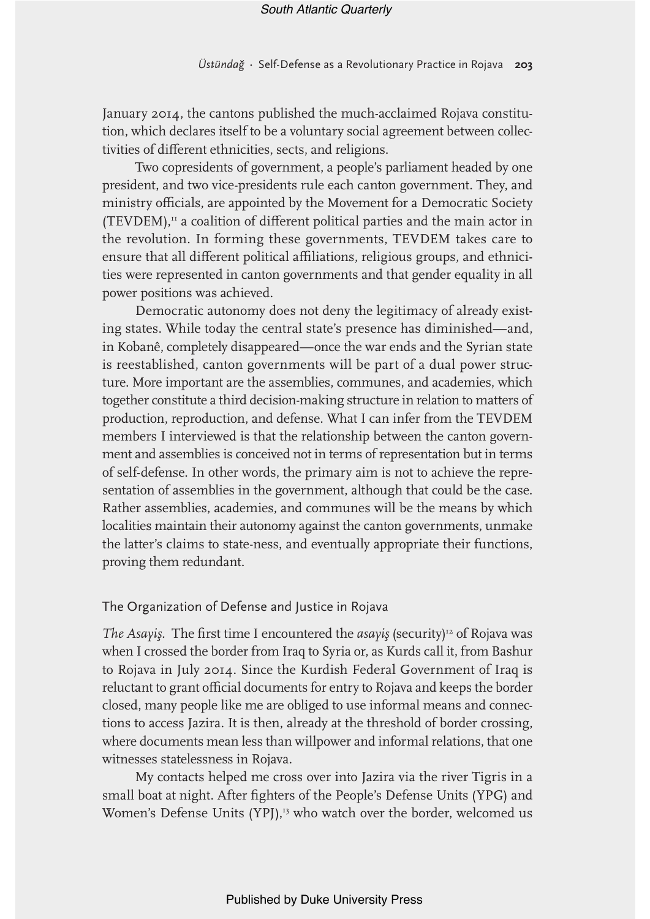January 2014, the cantons published the much-acclaimed Rojava constitution, which declares itself to be a voluntary social agreement between collectivities of different ethnicities, sects, and religions.

Two copresidents of government, a people's parliament headed by one president, and two vice-presidents rule each canton government. They, and ministry officials, are appointed by the Movement for a Democratic Society (TEVDEM),[11] a coalition of different political parties and the main actor in the revolution. In forming these governments, TEVDEM takes care to ensure that all different political affiliations, religious groups, and ethnicities were represented in canton governments and that gender equality in all power positions was achieved.

Democratic autonomy does not deny the legitimacy of already existing states. While today the central state's presence has diminished—and, in Kobanê, completely disappeared—once the war ends and the Syrian state is reestablished, canton governments will be part of a dual power structure. More important are the assemblies, communes, and academies, which together constitute a third decision-making structure in relation to matters of production, reproduction, and defense. What I can infer from the TEVDEM members I interviewed is that the relationship between the canton government and assemblies is conceived not in terms of representation but in terms of self-defense. In other words, the primary aim is not to achieve the representation of assemblies in the government, although that could be the case. Rather assemblies, academies, and communes will be the means by which localities maintain their autonomy against the canton governments, unmake the latter's claims to state-ness, and eventually appropriate their functions, proving them redundant.

## The Organization of Defense and Justice in Rojava

*The Asayiş.* The first time I encountered the *asayiş* (security)[12] of Rojava was when I crossed the border from Iraq to Syria or, as Kurds call it, from Bashur to Rojava in July 2014. Since the Kurdish Federal Government of Iraq is reluctant to grant official documents for entry to Rojava and keeps the border closed, many people like me are obliged to use informal means and connections to access Jazira. It is then, already at the threshold of border crossing, where documents mean less than willpower and informal relations, that one witnesses statelessness in Rojava.

My contacts helped me cross over into Jazira via the river Tigris in a small boat at night. After fighters of the People's Defense Units (YPG) and Women's Defense Units (YPJ),[13] who watch over the border, welcomed us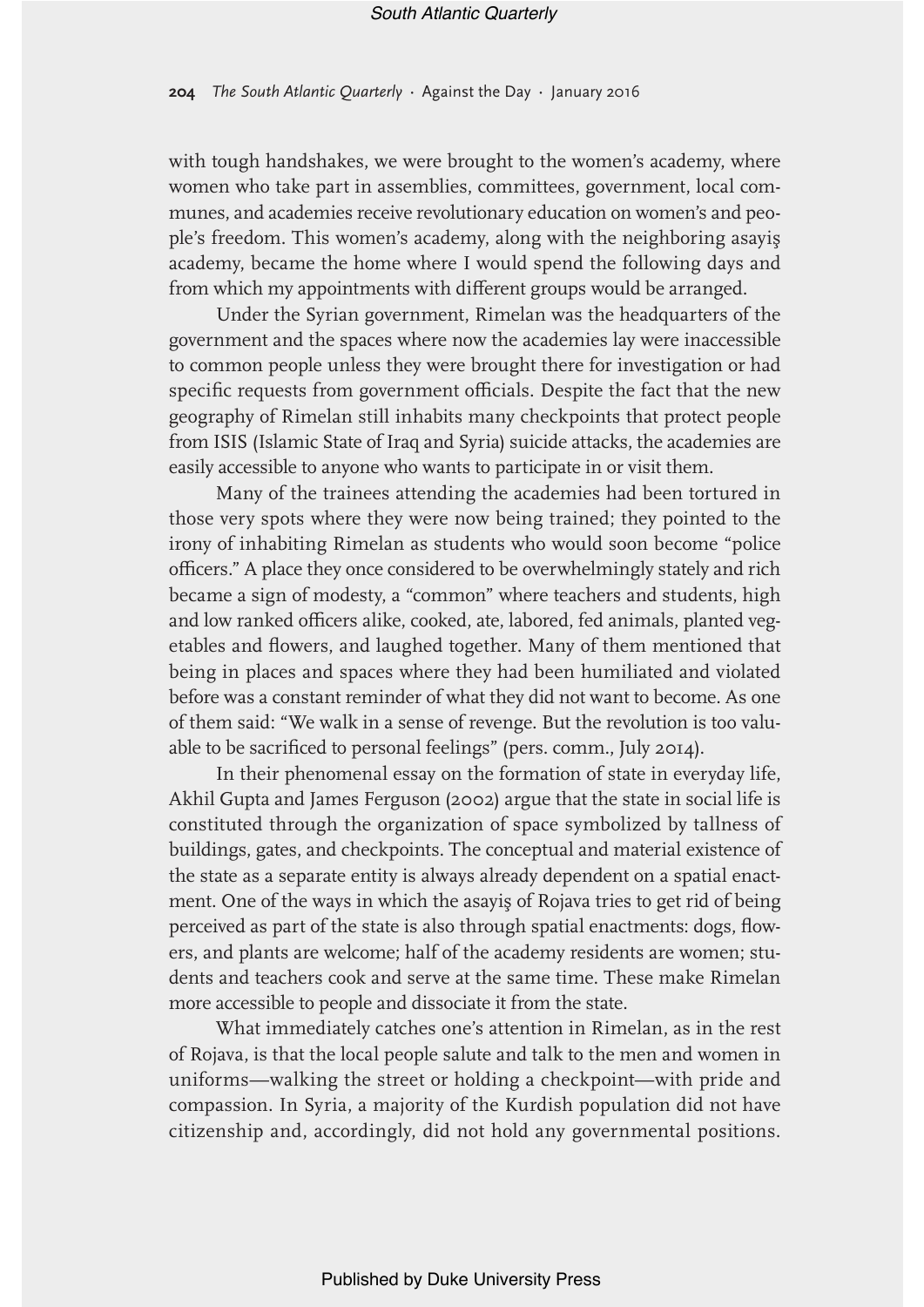with tough handshakes, we were brought to the women's academy, where women who take part in assemblies, committees, government, local communes, and academies receive revolutionary education on women's and people's freedom. This women's academy, along with the neighboring asayiş academy, became the home where I would spend the following days and from which my appointments with different groups would be arranged.

Under the Syrian government, Rimelan was the headquarters of the government and the spaces where now the academies lay were inaccessible to common people unless they were brought there for investigation or had specific requests from government officials. Despite the fact that the new geography of Rimelan still inhabits many checkpoints that protect people from ISIS (Islamic State of Iraq and Syria) suicide attacks, the academies are easily accessible to anyone who wants to participate in or visit them.

Many of the trainees attending the academies had been tortured in those very spots where they were now being trained; they pointed to the irony of inhabiting Rimelan as students who would soon become "police officers." A place they once considered to be overwhelmingly stately and rich became a sign of modesty, a "common" where teachers and students, high and low ranked officers alike, cooked, ate, labored, fed animals, planted vegetables and flowers, and laughed together. Many of them mentioned that being in places and spaces where they had been humiliated and violated before was a constant reminder of what they did not want to become. As one of them said: "We walk in a sense of revenge. But the revolution is too valuable to be sacrificed to personal feelings" (pers. comm., July 2014).

In their phenomenal essay on the formation of state in everyday life, Akhil Gupta and James Ferguson (2002) argue that the state in social life is constituted through the organization of space symbolized by tallness of buildings, gates, and checkpoints. The conceptual and material existence of the state as a separate entity is always already dependent on a spatial enactment. One of the ways in which the asayiş of Rojava tries to get rid of being perceived as part of the state is also through spatial enactments: dogs, flowers, and plants are welcome; half of the academy residents are women; students and teachers cook and serve at the same time. These make Rimelan more accessible to people and dissociate it from the state.

What immediately catches one's attention in Rimelan, as in the rest of Rojava, is that the local people salute and talk to the men and women in uniforms—walking the street or holding a checkpoint—with pride and compassion. In Syria, a majority of the Kurdish population did not have citizenship and, accordingly, did not hold any governmental positions.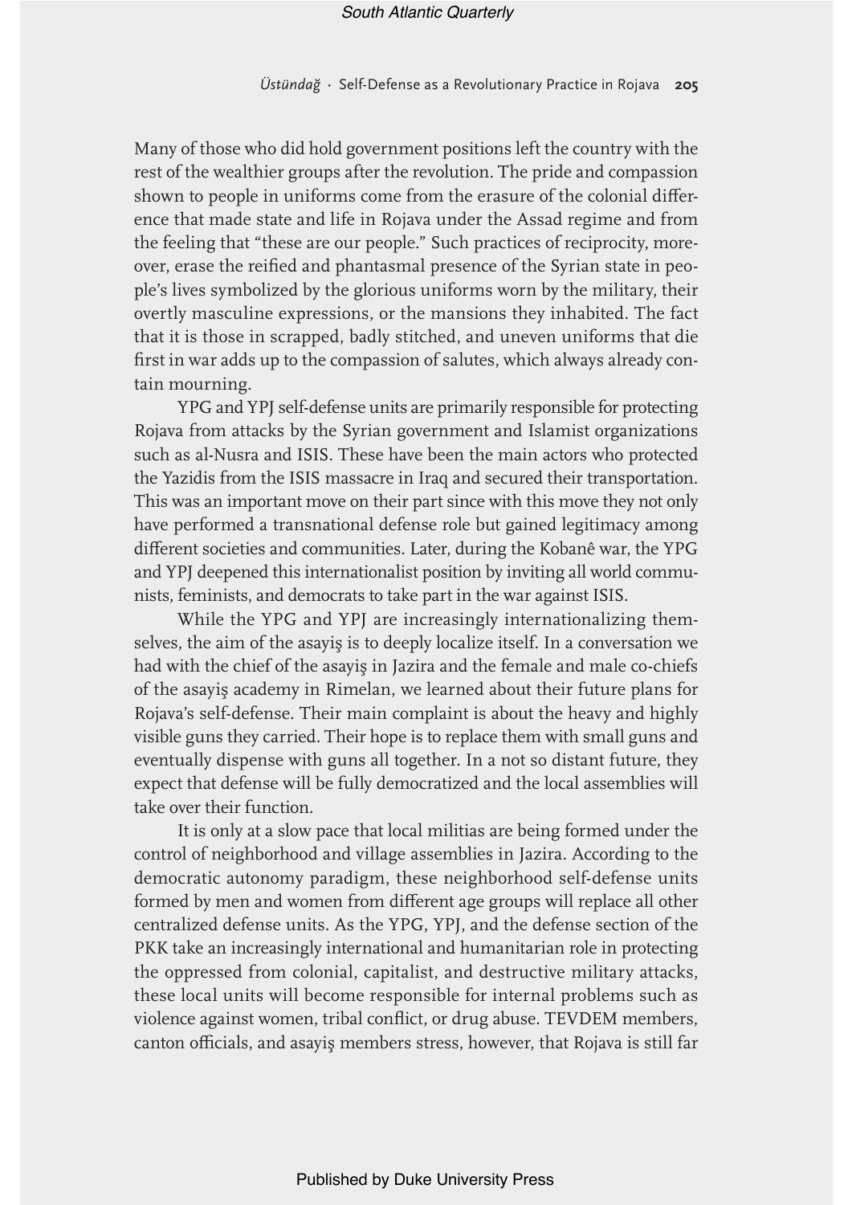Many of those who did hold government positions left the country with the rest of the wealthier groups after the revolution. The pride and compassion shown to people in uniforms come from the erasure of the colonial difference that made state and life in Rojava under the Assad regime and from the feeling that "these are our people." Such practices of reciprocity, moreover, erase the reified and phantasmal presence of the Syrian state in people's lives symbolized by the glorious uniforms worn by the military, their overtly masculine expressions, or the mansions they inhabited. The fact that it is those in scrapped, badly stitched, and uneven uniforms that die first in war adds up to the compassion of salutes, which always already contain mourning.

YPG and YPJ self-defense units are primarily responsible for protecting Rojava from attacks by the Syrian government and Islamist organizations such as al-Nusra and ISIS. These have been the main actors who protected the Yazidis from the ISIS massacre in Iraq and secured their transportation. This was an important move on their part since with this move they not only have performed a transnational defense role but gained legitimacy among different societies and communities. Later, during the Kobanê war, the YPG and YPJ deepened this internationalist position by inviting all world communists, feminists, and democrats to take part in the war against ISIS.

While the YPG and YPJ are increasingly internationalizing themselves, the aim of the asayiş is to deeply localize itself. In a conversation we had with the chief of the asayiş in Jazira and the female and male co-chiefs of the asayiş academy in Rimelan, we learned about their future plans for Rojava's self-defense. Their main complaint is about the heavy and highly visible guns they carried. Their hope is to replace them with small guns and eventually dispense with guns all together. In a not so distant future, they expect that defense will be fully democratized and the local assemblies will take over their function.

It is only at a slow pace that local militias are being formed under the control of neighborhood and village assemblies in Jazira. According to the democratic autonomy paradigm, these neighborhood self-defense units formed by men and women from different age groups will replace all other centralized defense units. As the YPG, YPJ, and the defense section of the PKK take an increasingly international and humanitarian role in protecting the oppressed from colonial, capitalist, and destructive military attacks, these local units will become responsible for internal problems such as violence against women, tribal conflict, or drug abuse. TEVDEM members, canton officials, and asayiş members stress, however, that Rojava is still far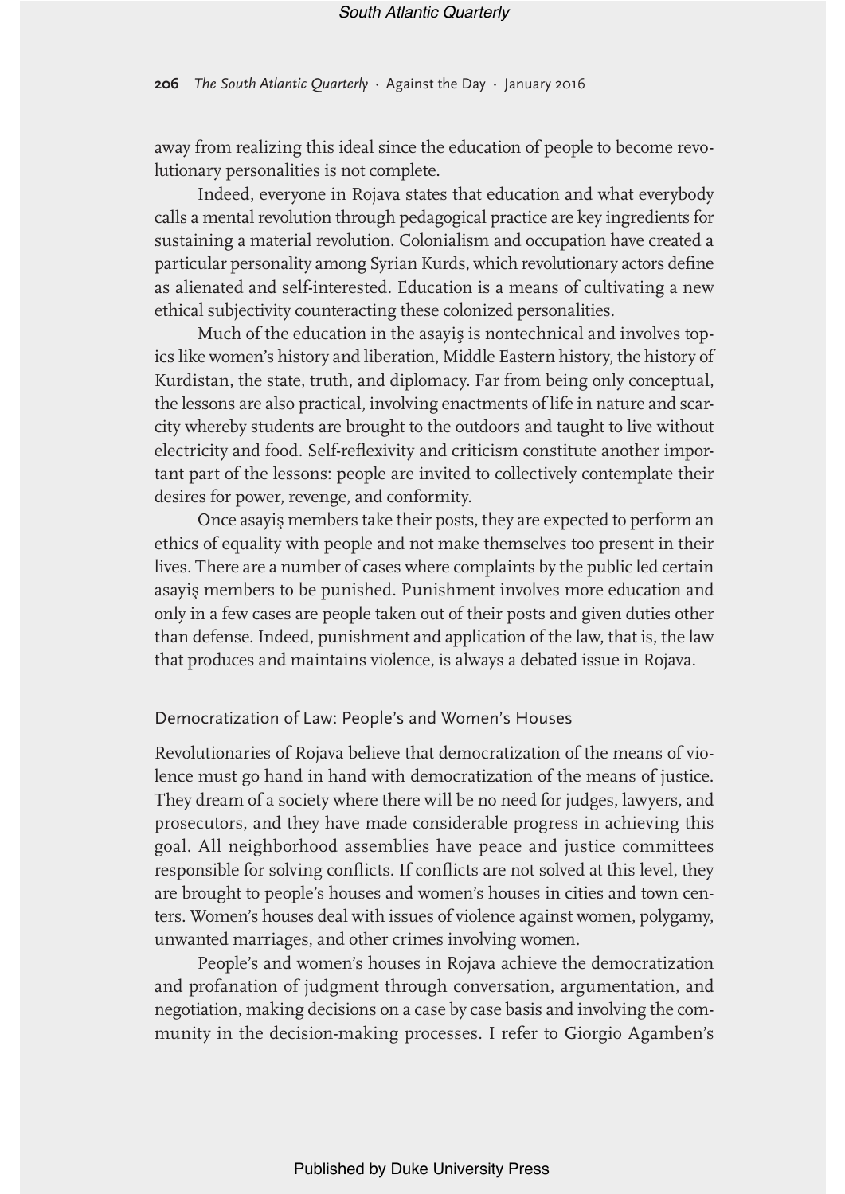away from realizing this ideal since the education of people to become revolutionary personalities is not complete.

Indeed, everyone in Rojava states that education and what everybody calls a mental revolution through pedagogical practice are key ingredients for sustaining a material revolution. Colonialism and occupation have created a particular personality among Syrian Kurds, which revolutionary actors define as alienated and self-interested. Education is a means of cultivating a new ethical subjectivity counteracting these colonized personalities.

Much of the education in the asayiş is nontechnical and involves topics like women's history and liberation, Middle Eastern history, the history of Kurdistan, the state, truth, and diplomacy. Far from being only conceptual, the lessons are also practical, involving enactments of life in nature and scarcity whereby students are brought to the outdoors and taught to live without electricity and food. Self-reflexivity and criticism constitute another important part of the lessons: people are invited to collectively contemplate their desires for power, revenge, and conformity.

Once asayiş members take their posts, they are expected to perform an ethics of equality with people and not make themselves too present in their lives. There are a number of cases where complaints by the public led certain asayiş members to be punished. Punishment involves more education and only in a few cases are people taken out of their posts and given duties other than defense. Indeed, punishment and application of the law, that is, the law that produces and maintains violence, is always a debated issue in Rojava.

## Democratization of Law: People's and Women's Houses

Revolutionaries of Rojava believe that democratization of the means of violence must go hand in hand with democratization of the means of justice. They dream of a society where there will be no need for judges, lawyers, and prosecutors, and they have made considerable progress in achieving this goal. All neighborhood assemblies have peace and justice committees responsible for solving conflicts. If conflicts are not solved at this level, they are brought to people's houses and women's houses in cities and town centers. Women's houses deal with issues of violence against women, polygamy, unwanted marriages, and other crimes involving women.

People's and women's houses in Rojava achieve the democratization and profanation of judgment through conversation, argumentation, and negotiation, making decisions on a case by case basis and involving the community in the decision-making processes. I refer to Giorgio Agamben's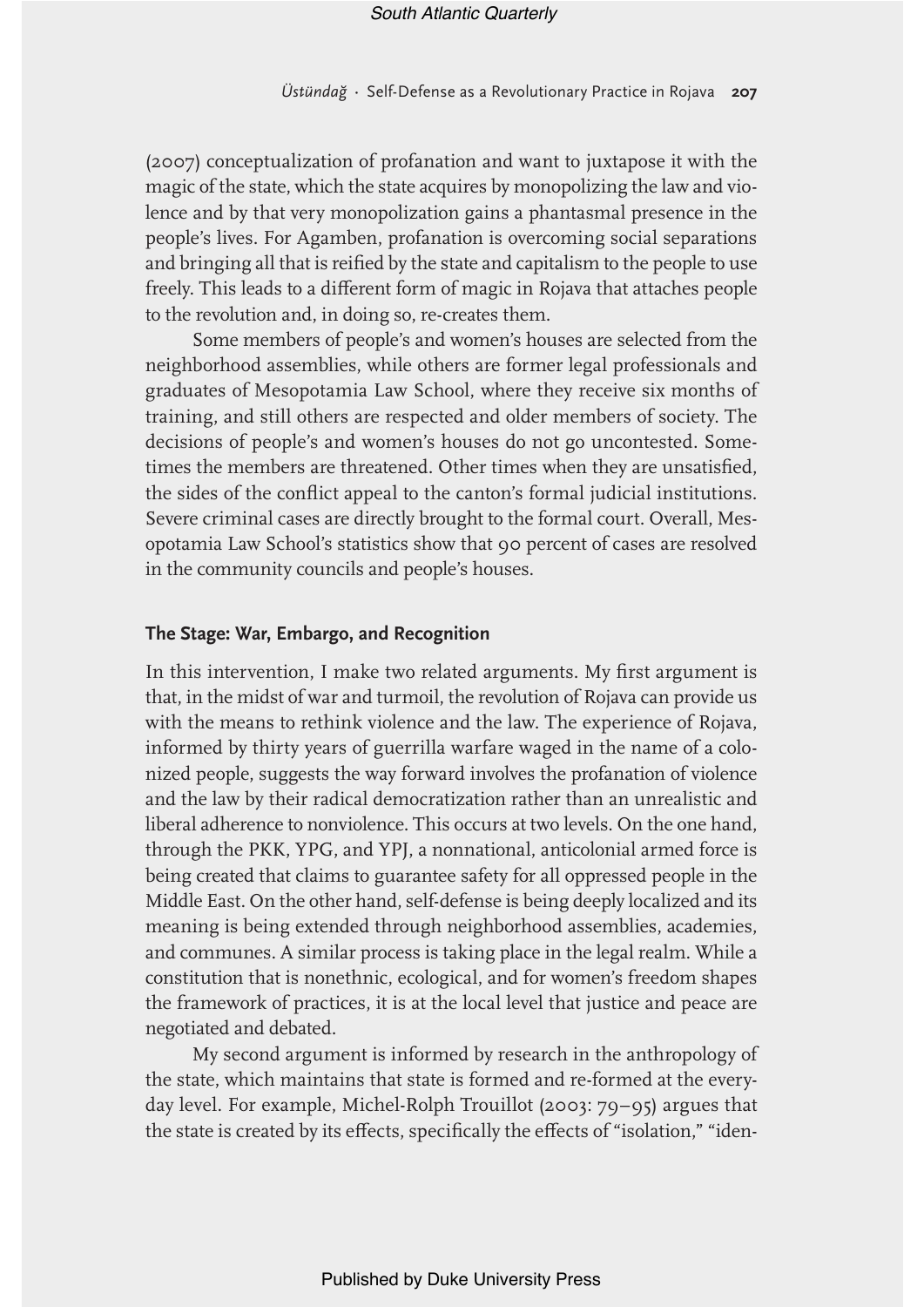(2007) conceptualization of profanation and want to juxtapose it with the magic of the state, which the state acquires by monopolizing the law and violence and by that very monopolization gains a phantasmal presence in the people's lives. For Agamben, profanation is overcoming social separations and bringing all that is reified by the state and capitalism to the people to use freely. This leads to a different form of magic in Rojava that attaches people to the revolution and, in doing so, re-creates them.

Some members of people's and women's houses are selected from the neighborhood assemblies, while others are former legal professionals and graduates of Mesopotamia Law School, where they receive six months of training, and still others are respected and older members of society. The decisions of people's and women's houses do not go uncontested. Sometimes the members are threatened. Other times when they are unsatisfied, the sides of the conflict appeal to the canton's formal judicial institutions. Severe criminal cases are directly brought to the formal court. Overall, Mesopotamia Law School's statistics show that 90 percent of cases are resolved in the community councils and people's houses.

## The Stage: War, Embargo, and Recognition

In this intervention, I make two related arguments. My first argument is that, in the midst of war and turmoil, the revolution of Rojava can provide us with the means to rethink violence and the law. The experience of Rojava, informed by thirty years of guerrilla warfare waged in the name of a colonized people, suggests the way forward involves the profanation of violence and the law by their radical democratization rather than an unrealistic and liberal adherence to nonviolence. This occurs at two levels. On the one hand, through the PKK, YPG, and YPJ, a nonnational, anticolonial armed force is being created that claims to guarantee safety for all oppressed people in the Middle East. On the other hand, self-defense is being deeply localized and its meaning is being extended through neighborhood assemblies, academies, and communes. A similar process is taking place in the legal realm. While a constitution that is nonethnic, ecological, and for women's freedom shapes the framework of practices, it is at the local level that justice and peace are negotiated and debated.

My second argument is informed by research in the anthropology of the state, which maintains that state is formed and re-formed at the everyday level. For example, Michel-Rolph Trouillot (2003: 79–95) argues that the state is created by its effects, specifically the effects of "isolation," "iden-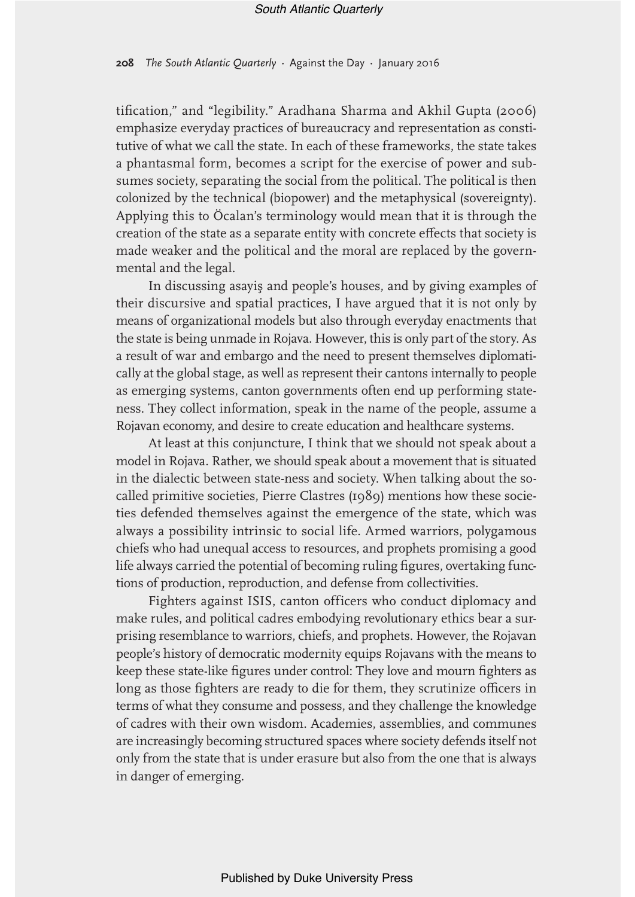tification," and "legibility." Aradhana Sharma and Akhil Gupta (2006) emphasize everyday practices of bureaucracy and representation as constitutive of what we call the state. In each of these frameworks, the state takes a phantasmal form, becomes a script for the exercise of power and subsumes society, separating the social from the political. The political is then colonized by the technical (biopower) and the metaphysical (sovereignty). Applying this to Öcalan's terminology would mean that it is through the creation of the state as a separate entity with concrete effects that society is made weaker and the political and the moral are replaced by the governmental and the legal.

In discussing asayiş and people's houses, and by giving examples of their discursive and spatial practices, I have argued that it is not only by means of organizational models but also through everyday enactments that the state is being unmade in Rojava. However, this is only part of the story. As a result of war and embargo and the need to present themselves diplomatically at the global stage, as well as represent their cantons internally to people as emerging systems, canton governments often end up performing stateness. They collect information, speak in the name of the people, assume a Rojavan economy, and desire to create education and healthcare systems.

At least at this conjuncture, I think that we should not speak about a model in Rojava. Rather, we should speak about a movement that is situated in the dialectic between state-ness and society. When talking about the so-called primitive societies, Pierre Clastres (1989) mentions how these societies defended themselves against the emergence of the state, which was always a possibility intrinsic to social life. Armed warriors, polygamous chiefs who had unequal access to resources, and prophets promising a good life always carried the potential of becoming ruling figures, overtaking functions of production, reproduction, and defense from collectivities.

Fighters against ISIS, canton officers who conduct diplomacy and make rules, and political cadres embodying revolutionary ethics bear a surprising resemblance to warriors, chiefs, and prophets. However, the Rojavan people's history of democratic modernity equips Rojavans with the means to keep these state-like figures under control: They love and mourn fighters as long as those fighters are ready to die for them, they scrutinize officers in terms of what they consume and possess, and they challenge the knowledge of cadres with their own wisdom. Academies, assemblies, and communes are increasingly becoming structured spaces where society defends itself not only from the state that is under erasure but also from the one that is always in danger of emerging.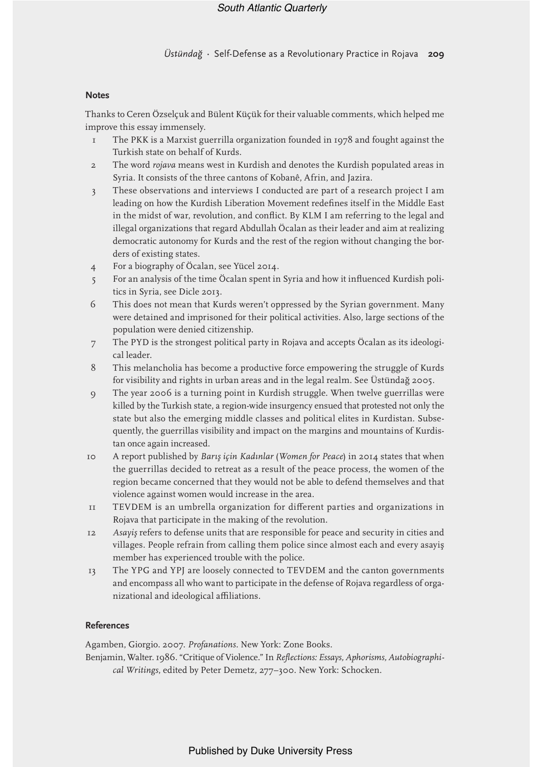## Notes

Thanks to Ceren Özselçuk and Bülent Küçük for their valuable comments, which helped me improve this essay immensely.

1. The PKK is a Marxist guerrilla organization founded in 1978 and fought against the Turkish state on behalf of Kurds.
2. The word *rojava* means west in Kurdish and denotes the Kurdish populated areas in Syria. It consists of the three cantons of Kobanê, Afrin, and Jazira.
3. These observations and interviews I conducted are part of a research project I am leading on how the Kurdish Liberation Movement redefines itself in the Middle East in the midst of war, revolution, and conflict. By KLM I am referring to the legal and illegal organizations that regard Abdullah Öcalan as their leader and aim at realizing democratic autonomy for Kurds and the rest of the region without changing the borders of existing states.
4. For a biography of Öcalan, see Yücel 2014.
5. For an analysis of the time Öcalan spent in Syria and how it influenced Kurdish politics in Syria, see Dicle 2013.
6. This does not mean that Kurds weren't oppressed by the Syrian government. Many were detained and imprisoned for their political activities. Also, large sections of the population were denied citizenship.
7. The PYD is the strongest political party in Rojava and accepts Öcalan as its ideological leader.
8. This melancholia has become a productive force empowering the struggle of Kurds for visibility and rights in urban areas and in the legal realm. See Üstündağ 2005.
9. The year 2006 is a turning point in Kurdish struggle. When twelve guerrillas were killed by the Turkish state, a region-wide insurgency ensued that protested not only the state but also the emerging middle classes and political elites in Kurdistan. Subsequently, the guerrillas visibility and impact on the margins and mountains of Kurdistan once again increased.
10. A report published by *Barış için Kadınlar* (*Women for Peace*) in 2014 states that when the guerrillas decided to retreat as a result of the peace process, the women of the region became concerned that they would not be able to defend themselves and that violence against women would increase in the area.
11. TEVDEM is an umbrella organization for different parties and organizations in Rojava that participate in the making of the revolution.
12. *Asayiş* refers to defense units that are responsible for peace and security in cities and villages. People refrain from calling them police since almost each and every asayiş member has experienced trouble with the police.
13. The YPG and YPJ are loosely connected to TEVDEM and the canton governments and encompass all who want to participate in the defense of Rojava regardless of organizational and ideological affiliations.

## References

Agamben, Giorgio. 2007. *Profanations*. New York: Zone Books.

Benjamin, Walter. 1986. "Critique of Violence." In *Reflections: Essays, Aphorisms, Autobiographical Writings*, edited by Peter Demetz, 277–300. New York: Schocken.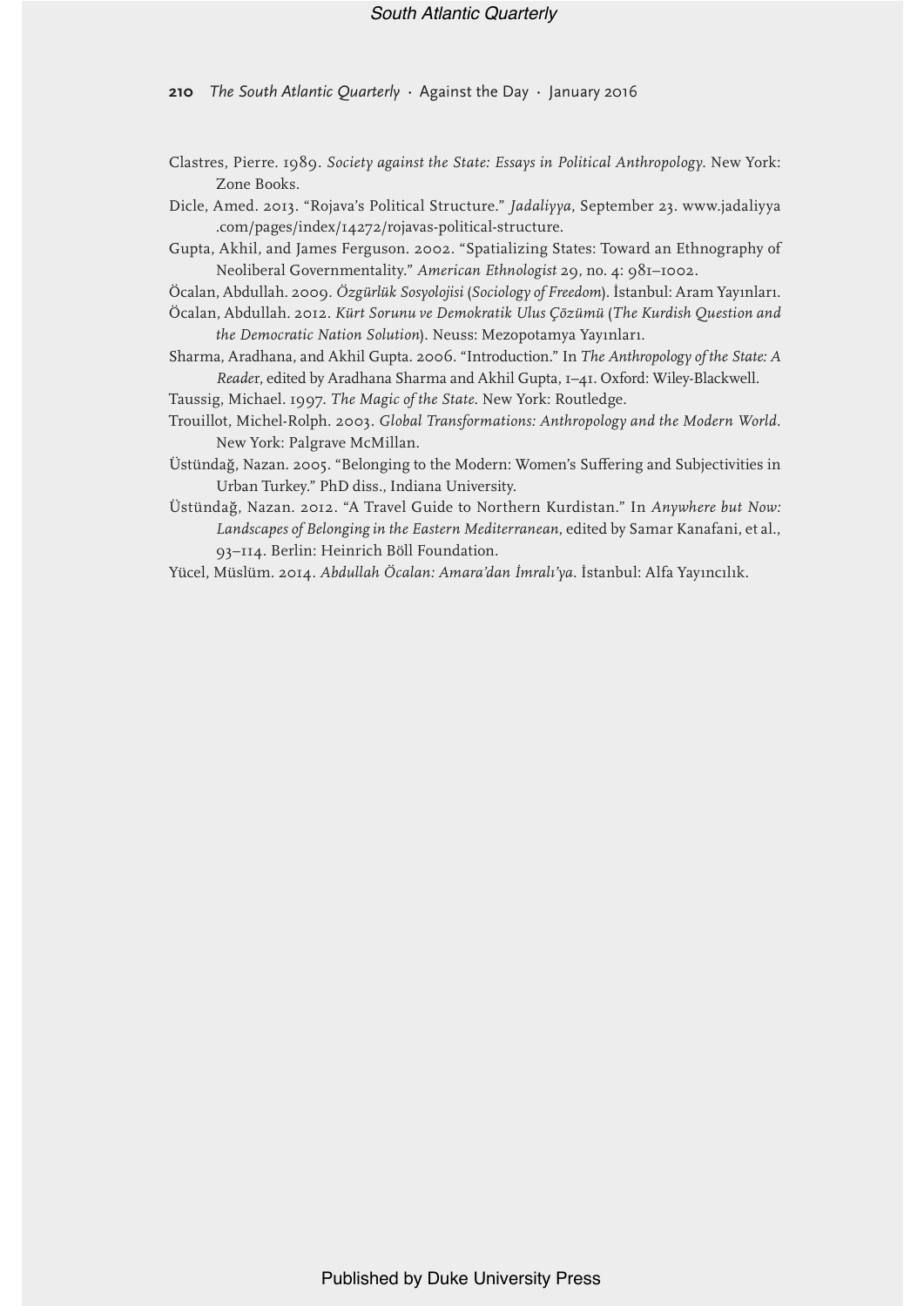Clastres, Pierre. 1989. *Society against the State: Essays in Political Anthropology*. New York: Zone Books.

Dicle, Amed. 2013. "Rojava's Political Structure." *Jadaliyya*, September 23. www.jadaliyya.com/pages/index/14272/rojavas-political-structure.

Gupta, Akhil, and James Ferguson. 2002. "Spatializing States: Toward an Ethnography of Neoliberal Governmentality." *American Ethnologist* 29, no. 4: 981–1002.

Öcalan, Abdullah. 2009. *Özgürlük Sosyolojisi* (*Sociology of Freedom*). İstanbul: Aram Yayınları.

Öcalan, Abdullah. 2012. *Kürt Sorunu ve Demokratik Ulus Çözümü* (*The Kurdish Question and the Democratic Nation Solution*). Neuss: Mezopotamya Yayınları.

Sharma, Aradhana, and Akhil Gupta. 2006. "Introduction." In *The Anthropology of the State: A Reader*, edited by Aradhana Sharma and Akhil Gupta, 1–41. Oxford: Wiley-Blackwell.

Taussig, Michael. 1997. *The Magic of the State*. New York: Routledge.

Trouillot, Michel-Rolph. 2003. *Global Transformations: Anthropology and the Modern World*. New York: Palgrave McMillan.

Üstündağ, Nazan. 2005. "Belonging to the Modern: Women's Suffering and Subjectivities in Urban Turkey." PhD diss., Indiana University.

Üstündağ, Nazan. 2012. "A Travel Guide to Northern Kurdistan." In *Anywhere but Now: Landscapes of Belonging in the Eastern Mediterranean*, edited by Samar Kanafani, et al., 93–114. Berlin: Heinrich Böll Foundation.

Yücel, Müslüm. 2014. *Abdullah Öcalan: Amara'dan İmralı'ya*. İstanbul: Alfa Yayıncılık.